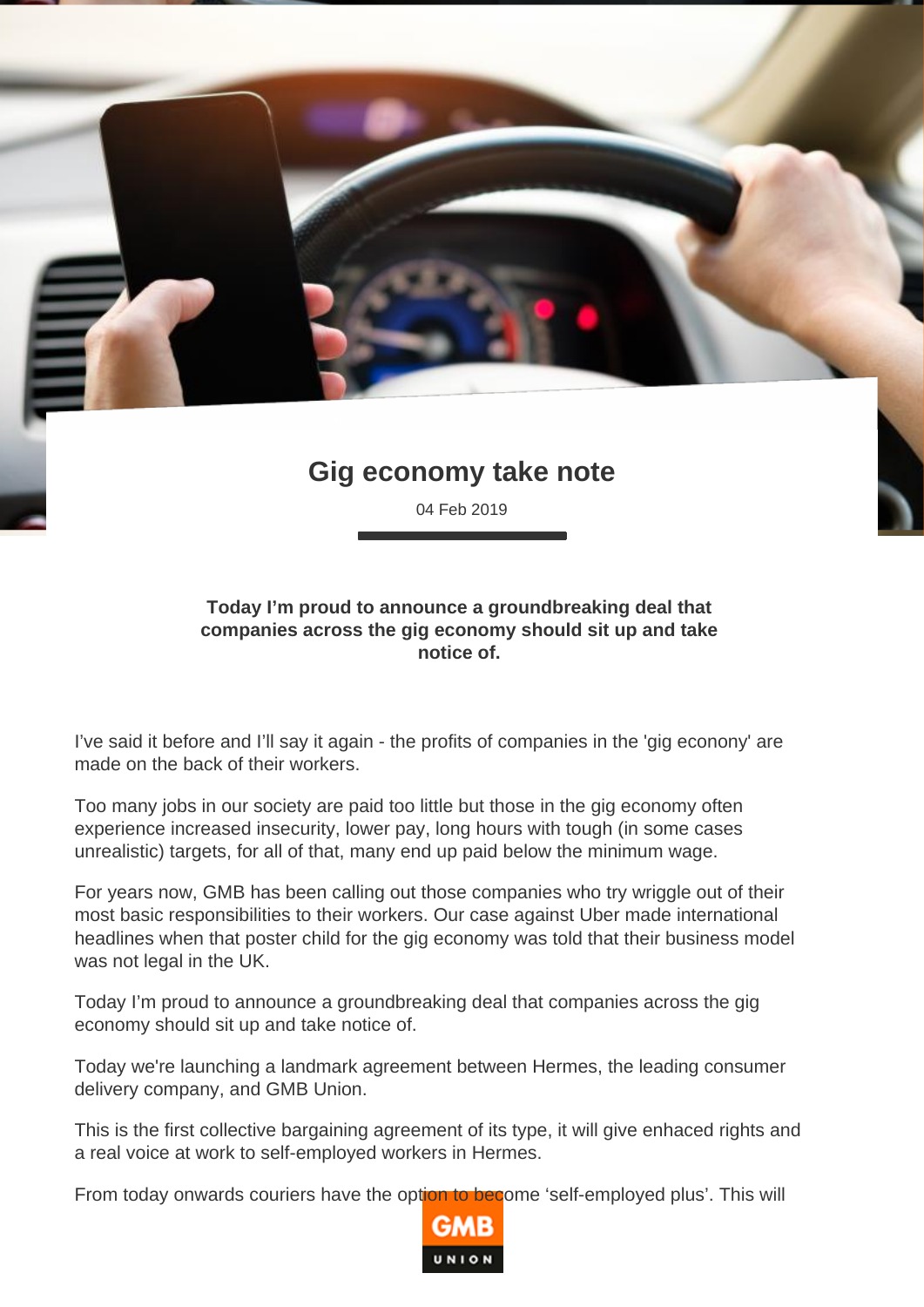# Gig economy take note

04 Feb 2019

**Today I'm proud to announce a groundbreaking deal that companies across the gig economy should sit up and take notice of.**

I've said it before and I'll say it again - the profits of companies in the 'gig econony' are made on the back of their workers.

Too many jobs in our society are paid too little but those in the gig economy often experience increased insecurity, lower pay, long hours with tough (in some cases unrealistic) targets, for all of that, many end up paid below the minimum wage.

For years now, GMB has been calling out those companies who try wriggle out of their most basic responsibilities to their workers. Our case against Uber made international headlines when that poster child for the gig economy was told that their business model was not legal in the UK.

Today I'm proud to announce a groundbreaking deal that companies across the gig economy should sit up and take notice of.

Today we're launching a landmark agreement between Hermes, the leading consumer delivery company, and GMB Union.

This is the first collective bargaining agreement of its type, it will give enhaced rights and a real voice at work to self-employed workers in Hermes.

From today onwards couriers have the option to become 'self-employed plus'. This will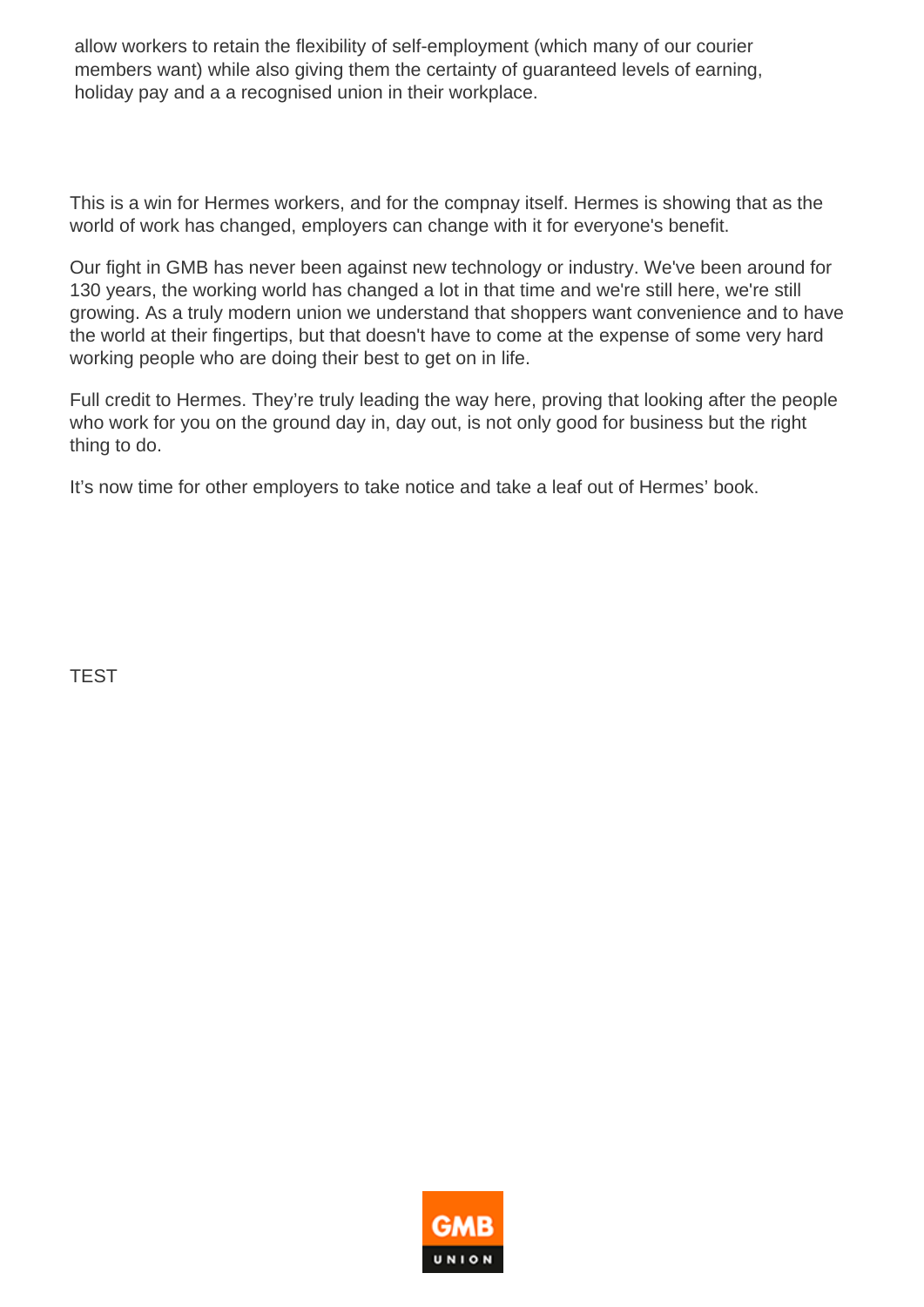allow workers to retain the flexibility of self-employment (which many of our courier members want) while also giving them the certainty of guaranteed levels of earning, holiday pay and a a recognised union in their workplace.

This is a win for Hermes workers, and for the compnay itself. Hermes is showing that as the world of work has changed, employers can change with it for everyone's benefit.

Our fight in GMB has never been against new technology or industry. We've been around for 130 years, the working world has changed a lot in that time and we're still here, we're still growing. As a truly modern union we understand that shoppers want convenience and to have the world at their fingertips, but that doesn't have to come at the expense of some very hard working people who are doing their best to get on in life.

Full credit to Hermes. They're truly leading the way here, proving that looking after the people who work for you on the ground day in, day out, is not only good for business but the right thing to do.

It's now time for other employers to take notice and take a leaf out of Hermes' book.

TEST